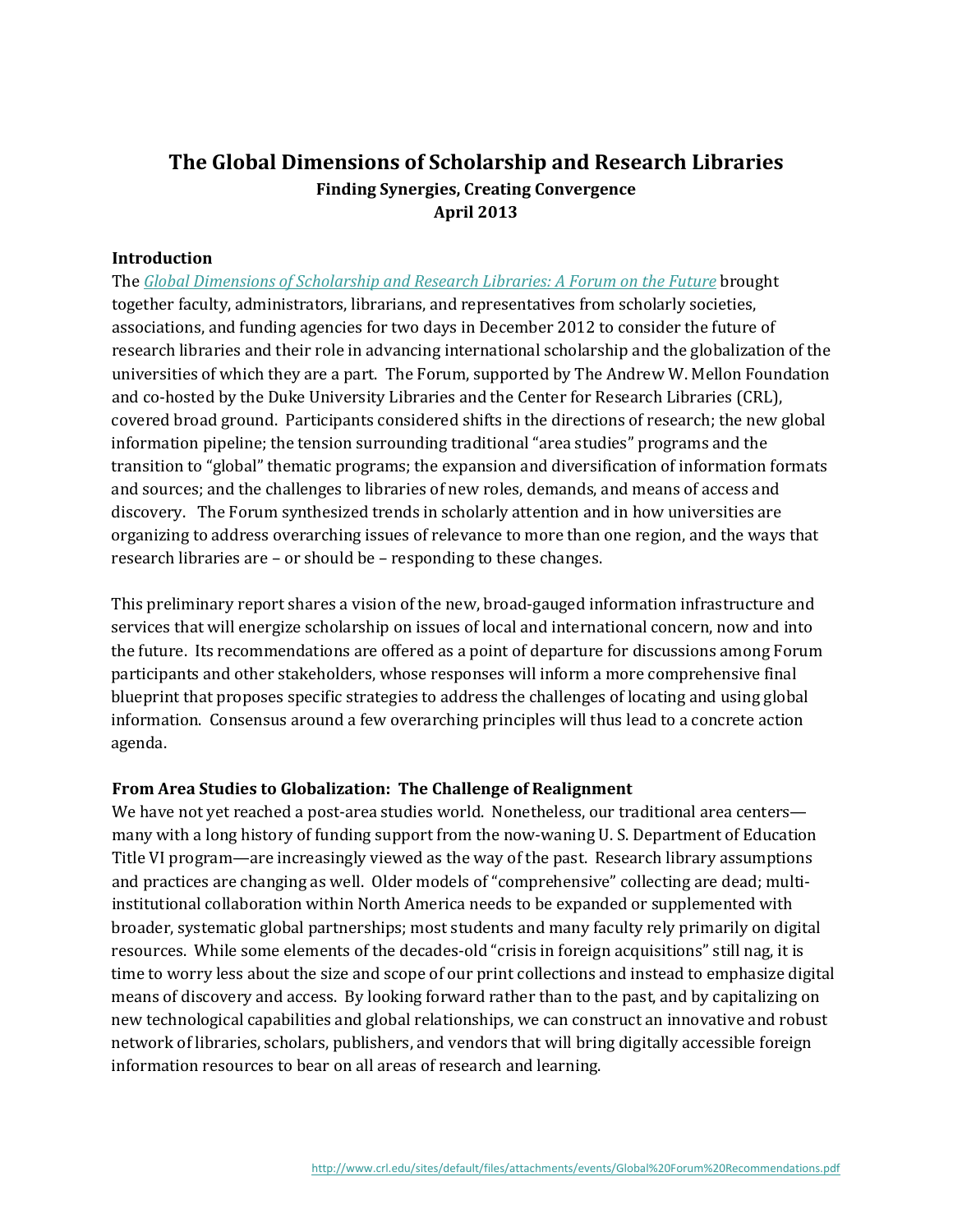# The Global Dimensions of Scholarship and Research Libraries

**Finding Synergies, Creating Convergence**

**April 2013**

## Introduction

The *Global Dimensions of Scholarship and Research Libraries: A Forum on the Future* brought together faculty, administrators, librarians, and representatives from scholarly societies, associations, and funding agencies for two days in December 2012 to consider the future of research libraries and their role in advancing international scholarship and the globalization of the universities of which they are a part. The Forum, supported by The Andrew W. Mellon Foundation and co-hosted by the Duke University Libraries and the Center for Research Libraries (CRL), covered broad ground. Participants considered shifts in the directions of research; the new global information pipeline; the tension surrounding traditional "area studies" programs and the transition to "global" thematic programs; the expansion and diversification of information formats and sources; and the challenges to libraries of new roles, demands, and means of access and discovery. The Forum synthesized trends in scholarly attention and in how universities are organizing to address overarching issues of relevance to more than one region, and the ways that research libraries are – or should be – responding to these changes.

This preliminary report shares a vision of the new, broad-gauged information infrastructure and services that will energize scholarship on issues of local and international concern, now and into the future. Its recommendations are offered as a point of departure for discussions among Forum participants and other stakeholders, whose responses will inform a more comprehensive final blueprint that proposes specific strategies to address the challenges of locating and using global information. Consensus around a few overarching principles will thus lead to a concrete action agenda.

## From Area Studies to Globalization: The Challenge of Realignment

We have not yet reached a post-area studies world. Nonetheless, our traditional area centers—many with a long history of funding support from the now-waning U. S. Department of Education Title VI program—are increasingly viewed as the way of the past. Research library assumptions and practices are changing as well. Older models of "comprehensive" collecting are dead; multi-institutional collaboration within North America needs to be expanded or supplemented with broader, systematic global partnerships; most students and many faculty rely primarily on digital resources. While some elements of the decades-old "crisis in foreign acquisitions" still nag, it is time to worry less about the size and scope of our print collections and instead to emphasize digital means of discovery and access. By looking forward rather than to the past, and by capitalizing on new technological capabilities and global relationships, we can construct an innovative and robust network of libraries, scholars, publishers, and vendors that will bring digitally accessible foreign information resources to bear on all areas of research and learning.

http://www.crl.edu/sites/default/files/attachments/events/Global%20Forum%20Recommendations.pdf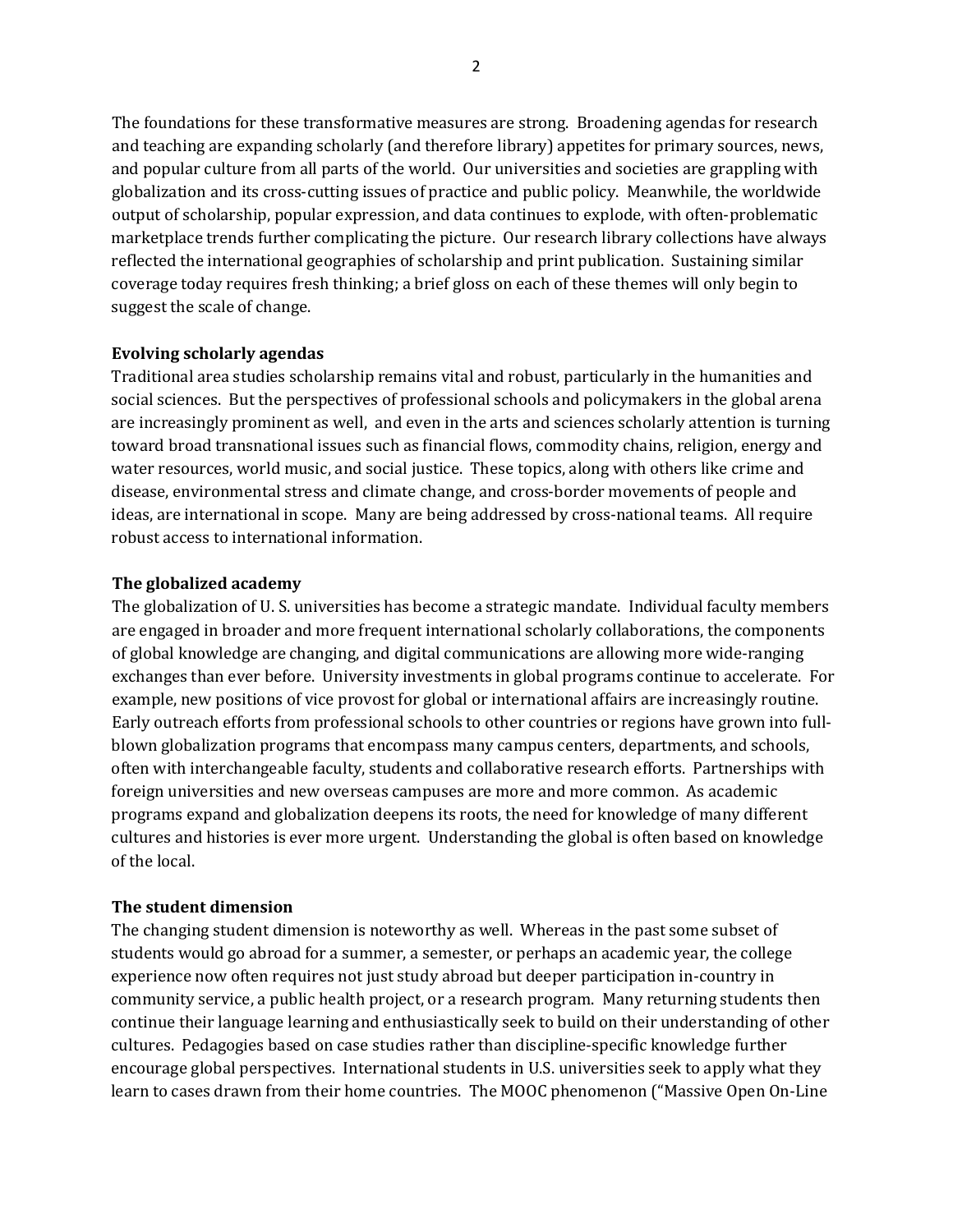The foundations for these transformative measures are strong. Broadening agendas for research and teaching are expanding scholarly (and therefore library) appetites for primary sources, news, and popular culture from all parts of the world. Our universities and societies are grappling with globalization and its cross-cutting issues of practice and public policy. Meanwhile, the worldwide output of scholarship, popular expression, and data continues to explode, with often-problematic marketplace trends further complicating the picture. Our research library collections have always reflected the international geographies of scholarship and print publication. Sustaining similar coverage today requires fresh thinking; a brief gloss on each of these themes will only begin to suggest the scale of change.

**Evolving scholarly agendas**

Traditional area studies scholarship remains vital and robust, particularly in the humanities and social sciences. But the perspectives of professional schools and policymakers in the global arena are increasingly prominent as well, and even in the arts and sciences scholarly attention is turning toward broad transnational issues such as financial flows, commodity chains, religion, energy and water resources, world music, and social justice. These topics, along with others like crime and disease, environmental stress and climate change, and cross-border movements of people and ideas, are international in scope. Many are being addressed by cross-national teams. All require robust access to international information.

**The globalized academy**

The globalization of U. S. universities has become a strategic mandate. Individual faculty members are engaged in broader and more frequent international scholarly collaborations, the components of global knowledge are changing, and digital communications are allowing more wide-ranging exchanges than ever before. University investments in global programs continue to accelerate. For example, new positions of vice provost for global or international affairs are increasingly routine. Early outreach efforts from professional schools to other countries or regions have grown into full-blown globalization programs that encompass many campus centers, departments, and schools, often with interchangeable faculty, students and collaborative research efforts. Partnerships with foreign universities and new overseas campuses are more and more common. As academic programs expand and globalization deepens its roots, the need for knowledge of many different cultures and histories is ever more urgent. Understanding the global is often based on knowledge of the local.

**The student dimension**

The changing student dimension is noteworthy as well. Whereas in the past some subset of students would go abroad for a summer, a semester, or perhaps an academic year, the college experience now often requires not just study abroad but deeper participation in-country in community service, a public health project, or a research program. Many returning students then continue their language learning and enthusiastically seek to build on their understanding of other cultures. Pedagogies based on case studies rather than discipline-specific knowledge further encourage global perspectives. International students in U.S. universities seek to apply what they learn to cases drawn from their home countries. The MOOC phenomenon ("Massive Open On-Line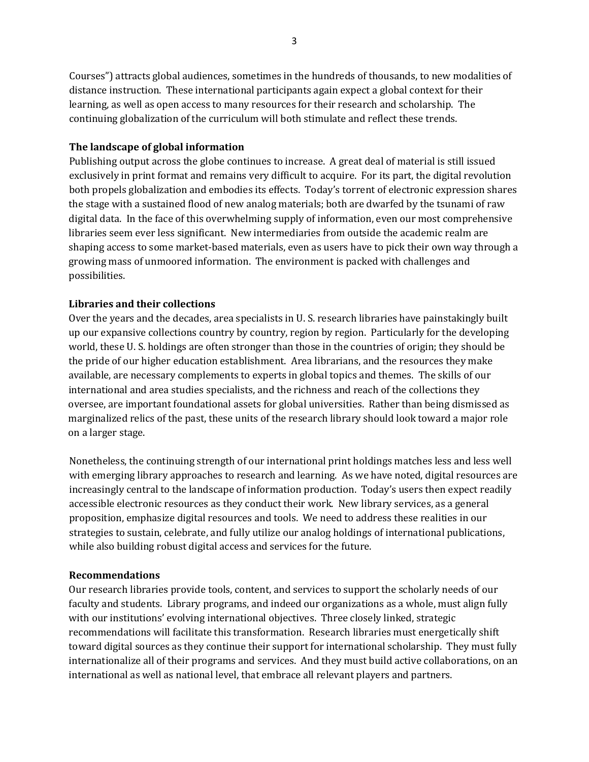Courses") attracts global audiences, sometimes in the hundreds of thousands, to new modalities of distance instruction. These international participants again expect a global context for their learning, as well as open access to many resources for their research and scholarship. The continuing globalization of the curriculum will both stimulate and reflect these trends.

**The landscape of global information**

Publishing output across the globe continues to increase. A great deal of material is still issued exclusively in print format and remains very difficult to acquire. For its part, the digital revolution both propels globalization and embodies its effects. Today's torrent of electronic expression shares the stage with a sustained flood of new analog materials; both are dwarfed by the tsunami of raw digital data. In the face of this overwhelming supply of information, even our most comprehensive libraries seem ever less significant. New intermediaries from outside the academic realm are shaping access to some market-based materials, even as users have to pick their own way through a growing mass of unmoored information. The environment is packed with challenges and possibilities.

**Libraries and their collections**

Over the years and the decades, area specialists in U. S. research libraries have painstakingly built up our expansive collections country by country, region by region. Particularly for the developing world, these U. S. holdings are often stronger than those in the countries of origin; they should be the pride of our higher education establishment. Area librarians, and the resources they make available, are necessary complements to experts in global topics and themes. The skills of our international and area studies specialists, and the richness and reach of the collections they oversee, are important foundational assets for global universities. Rather than being dismissed as marginalized relics of the past, these units of the research library should look toward a major role on a larger stage.

Nonetheless, the continuing strength of our international print holdings matches less and less well with emerging library approaches to research and learning. As we have noted, digital resources are increasingly central to the landscape of information production. Today's users then expect readily accessible electronic resources as they conduct their work. New library services, as a general proposition, emphasize digital resources and tools. We need to address these realities in our strategies to sustain, celebrate, and fully utilize our analog holdings of international publications, while also building robust digital access and services for the future.

**Recommendations**

Our research libraries provide tools, content, and services to support the scholarly needs of our faculty and students. Library programs, and indeed our organizations as a whole, must align fully with our institutions' evolving international objectives. Three closely linked, strategic recommendations will facilitate this transformation. Research libraries must energetically shift toward digital sources as they continue their support for international scholarship. They must fully internationalize all of their programs and services. And they must build active collaborations, on an international as well as national level, that embrace all relevant players and partners.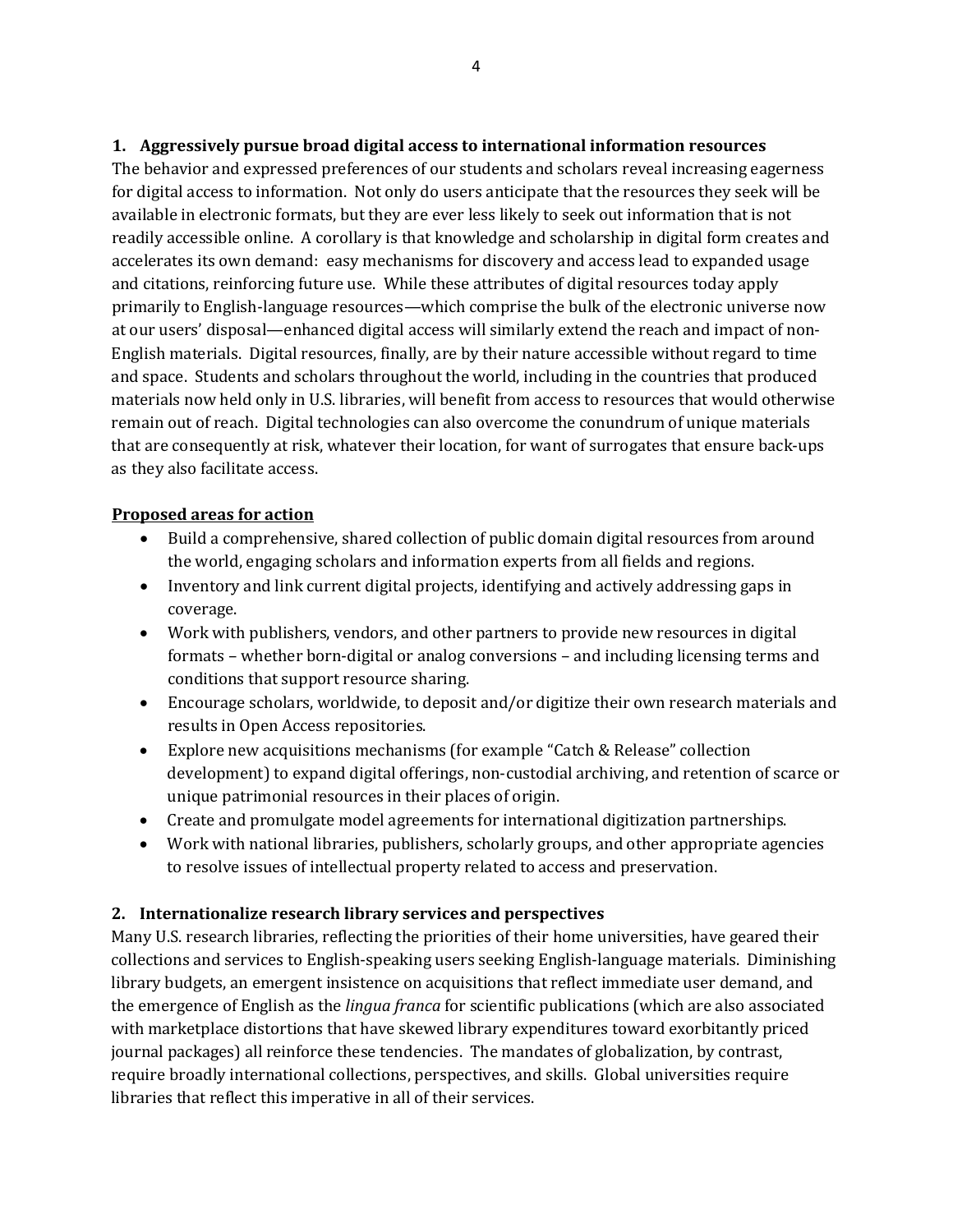### 1. Aggressively pursue broad digital access to international information resources

The behavior and expressed preferences of our students and scholars reveal increasing eagerness for digital access to information. Not only do users anticipate that the resources they seek will be available in electronic formats, but they are ever less likely to seek out information that is not readily accessible online. A corollary is that knowledge and scholarship in digital form creates and accelerates its own demand: easy mechanisms for discovery and access lead to expanded usage and citations, reinforcing future use. While these attributes of digital resources today apply primarily to English-language resources—which comprise the bulk of the electronic universe now at our users' disposal—enhanced digital access will similarly extend the reach and impact of non-English materials. Digital resources, finally, are by their nature accessible without regard to time and space. Students and scholars throughout the world, including in the countries that produced materials now held only in U.S. libraries, will benefit from access to resources that would otherwise remain out of reach. Digital technologies can also overcome the conundrum of unique materials that are consequently at risk, whatever their location, for want of surrogates that ensure back-ups as they also facilitate access.

**Proposed areas for action**

- Build a comprehensive, shared collection of public domain digital resources from around the world, engaging scholars and information experts from all fields and regions.
- Inventory and link current digital projects, identifying and actively addressing gaps in coverage.
- Work with publishers, vendors, and other partners to provide new resources in digital formats – whether born-digital or analog conversions – and including licensing terms and conditions that support resource sharing.
- Encourage scholars, worldwide, to deposit and/or digitize their own research materials and results in Open Access repositories.
- Explore new acquisitions mechanisms (for example "Catch & Release" collection development) to expand digital offerings, non-custodial archiving, and retention of scarce or unique patrimonial resources in their places of origin.
- Create and promulgate model agreements for international digitization partnerships.
- Work with national libraries, publishers, scholarly groups, and other appropriate agencies to resolve issues of intellectual property related to access and preservation.

### 2. Internationalize research library services and perspectives

Many U.S. research libraries, reflecting the priorities of their home universities, have geared their collections and services to English-speaking users seeking English-language materials. Diminishing library budgets, an emergent insistence on acquisitions that reflect immediate user demand, and the emergence of English as the *lingua franca* for scientific publications (which are also associated with marketplace distortions that have skewed library expenditures toward exorbitantly priced journal packages) all reinforce these tendencies. The mandates of globalization, by contrast, require broadly international collections, perspectives, and skills. Global universities require libraries that reflect this imperative in all of their services.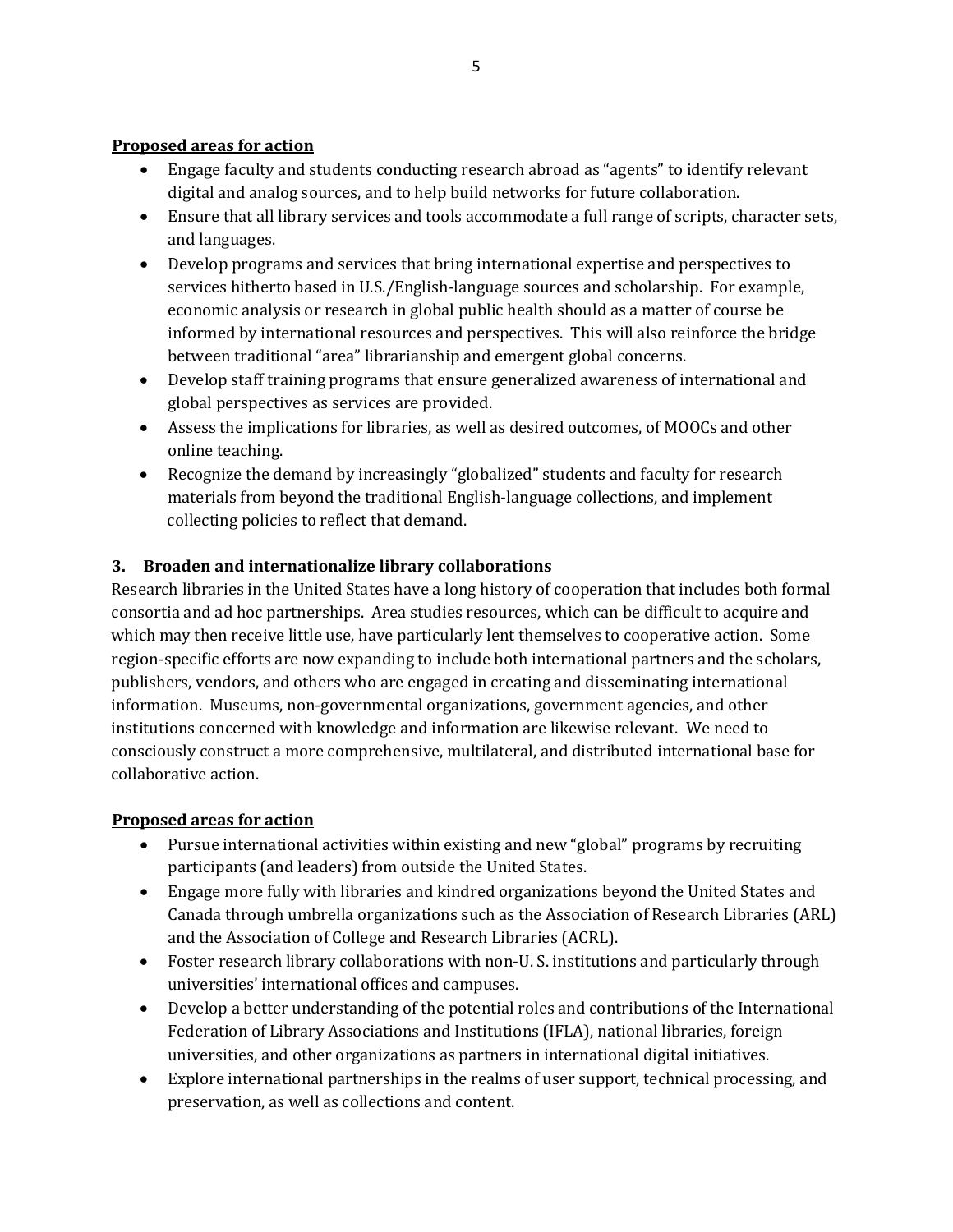**Proposed areas for action**

- Engage faculty and students conducting research abroad as "agents" to identify relevant digital and analog sources, and to help build networks for future collaboration.
- Ensure that all library services and tools accommodate a full range of scripts, character sets, and languages.
- Develop programs and services that bring international expertise and perspectives to services hitherto based in U.S./English-language sources and scholarship. For example, economic analysis or research in global public health should as a matter of course be informed by international resources and perspectives. This will also reinforce the bridge between traditional "area" librarianship and emergent global concerns.
- Develop staff training programs that ensure generalized awareness of international and global perspectives as services are provided.
- Assess the implications for libraries, as well as desired outcomes, of MOOCs and other online teaching.
- Recognize the demand by increasingly "globalized" students and faculty for research materials from beyond the traditional English-language collections, and implement collecting policies to reflect that demand.

### 3. Broaden and internationalize library collaborations

Research libraries in the United States have a long history of cooperation that includes both formal consortia and ad hoc partnerships. Area studies resources, which can be difficult to acquire and which may then receive little use, have particularly lent themselves to cooperative action. Some region-specific efforts are now expanding to include both international partners and the scholars, publishers, vendors, and others who are engaged in creating and disseminating international information. Museums, non-governmental organizations, government agencies, and other institutions concerned with knowledge and information are likewise relevant. We need to consciously construct a more comprehensive, multilateral, and distributed international base for collaborative action.

**Proposed areas for action**

- Pursue international activities within existing and new "global" programs by recruiting participants (and leaders) from outside the United States.
- Engage more fully with libraries and kindred organizations beyond the United States and Canada through umbrella organizations such as the Association of Research Libraries (ARL) and the Association of College and Research Libraries (ACRL).
- Foster research library collaborations with non-U. S. institutions and particularly through universities' international offices and campuses.
- Develop a better understanding of the potential roles and contributions of the International Federation of Library Associations and Institutions (IFLA), national libraries, foreign universities, and other organizations as partners in international digital initiatives.
- Explore international partnerships in the realms of user support, technical processing, and preservation, as well as collections and content.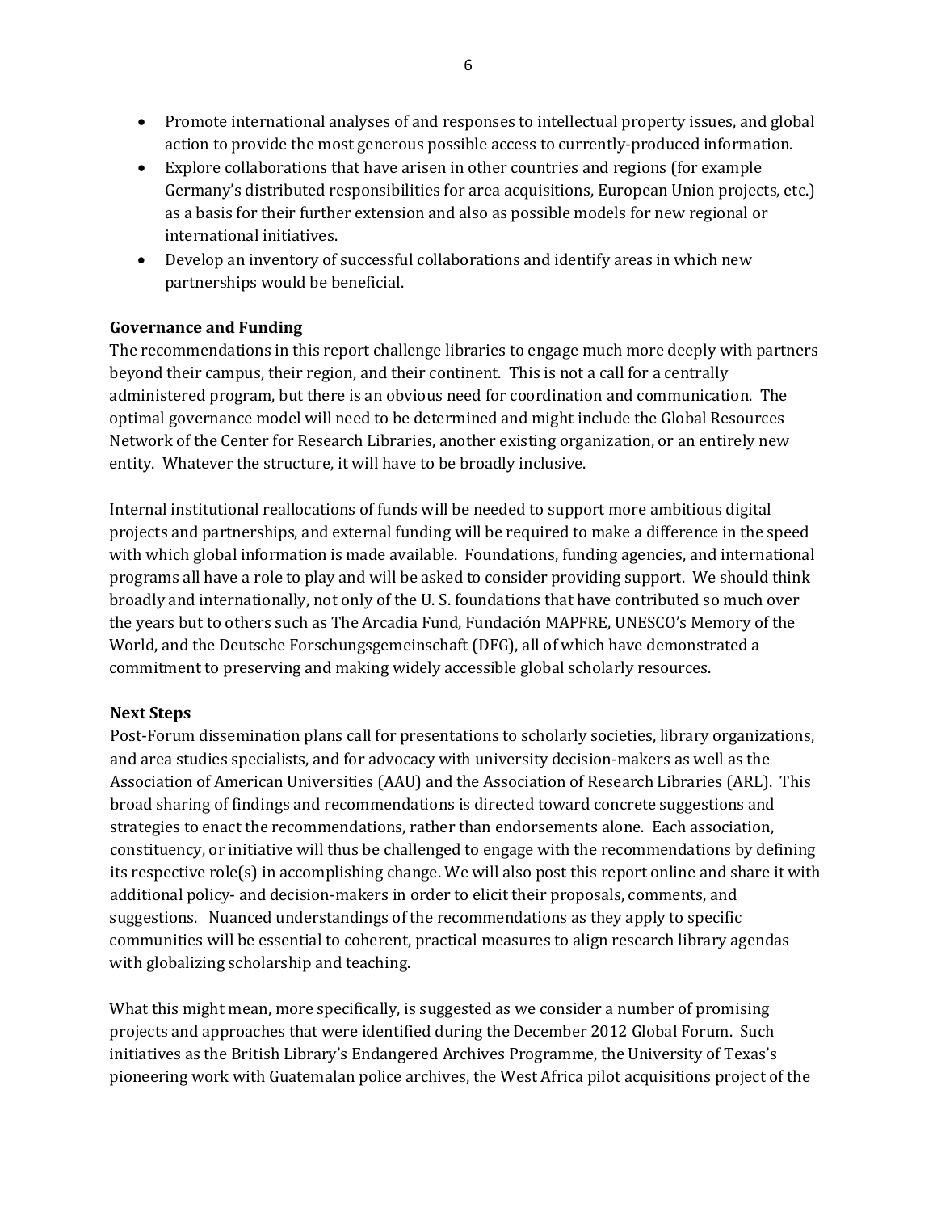- Promote international analyses of and responses to intellectual property issues, and global action to provide the most generous possible access to currently-produced information.
- Explore collaborations that have arisen in other countries and regions (for example Germany's distributed responsibilities for area acquisitions, European Union projects, etc.) as a basis for their further extension and also as possible models for new regional or international initiatives.
- Develop an inventory of successful collaborations and identify areas in which new partnerships would be beneficial.

**Governance and Funding**

The recommendations in this report challenge libraries to engage much more deeply with partners beyond their campus, their region, and their continent. This is not a call for a centrally administered program, but there is an obvious need for coordination and communication. The optimal governance model will need to be determined and might include the Global Resources Network of the Center for Research Libraries, another existing organization, or an entirely new entity. Whatever the structure, it will have to be broadly inclusive.

Internal institutional reallocations of funds will be needed to support more ambitious digital projects and partnerships, and external funding will be required to make a difference in the speed with which global information is made available. Foundations, funding agencies, and international programs all have a role to play and will be asked to consider providing support. We should think broadly and internationally, not only of the U. S. foundations that have contributed so much over the years but to others such as The Arcadia Fund, Fundación MAPFRE, UNESCO's Memory of the World, and the Deutsche Forschungsgemeinschaft (DFG), all of which have demonstrated a commitment to preserving and making widely accessible global scholarly resources.

**Next Steps**

Post-Forum dissemination plans call for presentations to scholarly societies, library organizations, and area studies specialists, and for advocacy with university decision-makers as well as the Association of American Universities (AAU) and the Association of Research Libraries (ARL). This broad sharing of findings and recommendations is directed toward concrete suggestions and strategies to enact the recommendations, rather than endorsements alone. Each association, constituency, or initiative will thus be challenged to engage with the recommendations by defining its respective role(s) in accomplishing change. We will also post this report online and share it with additional policy- and decision-makers in order to elicit their proposals, comments, and suggestions. Nuanced understandings of the recommendations as they apply to specific communities will be essential to coherent, practical measures to align research library agendas with globalizing scholarship and teaching.

What this might mean, more specifically, is suggested as we consider a number of promising projects and approaches that were identified during the December 2012 Global Forum. Such initiatives as the British Library's Endangered Archives Programme, the University of Texas's pioneering work with Guatemalan police archives, the West Africa pilot acquisitions project of the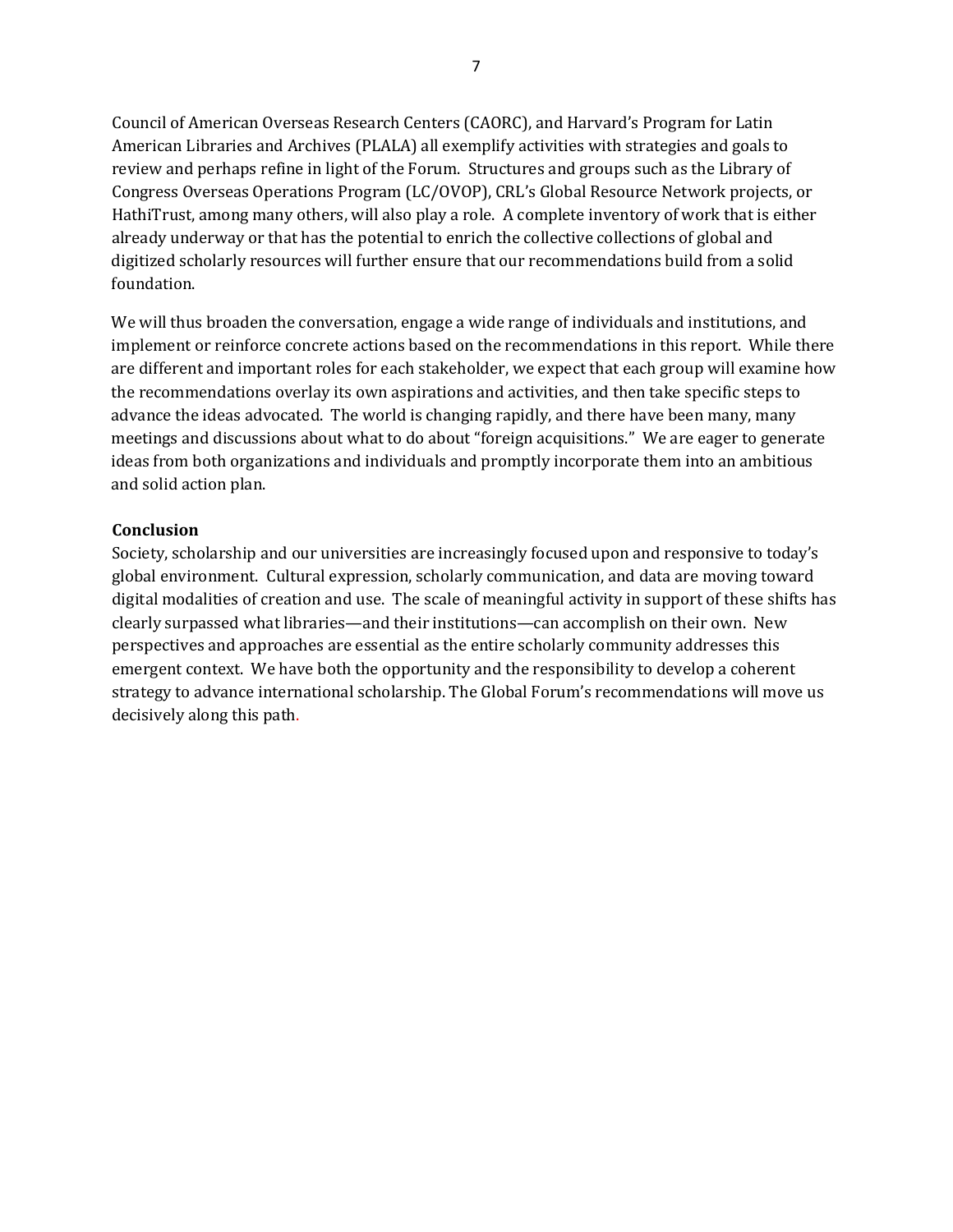Council of American Overseas Research Centers (CAORC), and Harvard's Program for Latin American Libraries and Archives (PLALA) all exemplify activities with strategies and goals to review and perhaps refine in light of the Forum. Structures and groups such as the Library of Congress Overseas Operations Program (LC/OVOP), CRL's Global Resource Network projects, or HathiTrust, among many others, will also play a role. A complete inventory of work that is either already underway or that has the potential to enrich the collective collections of global and digitized scholarly resources will further ensure that our recommendations build from a solid foundation.

We will thus broaden the conversation, engage a wide range of individuals and institutions, and implement or reinforce concrete actions based on the recommendations in this report. While there are different and important roles for each stakeholder, we expect that each group will examine how the recommendations overlay its own aspirations and activities, and then take specific steps to advance the ideas advocated. The world is changing rapidly, and there have been many, many meetings and discussions about what to do about "foreign acquisitions." We are eager to generate ideas from both organizations and individuals and promptly incorporate them into an ambitious and solid action plan.

**Conclusion**

Society, scholarship and our universities are increasingly focused upon and responsive to today's global environment. Cultural expression, scholarly communication, and data are moving toward digital modalities of creation and use. The scale of meaningful activity in support of these shifts has clearly surpassed what libraries—and their institutions—can accomplish on their own. New perspectives and approaches are essential as the entire scholarly community addresses this emergent context. We have both the opportunity and the responsibility to develop a coherent strategy to advance international scholarship. The Global Forum's recommendations will move us decisively along this path.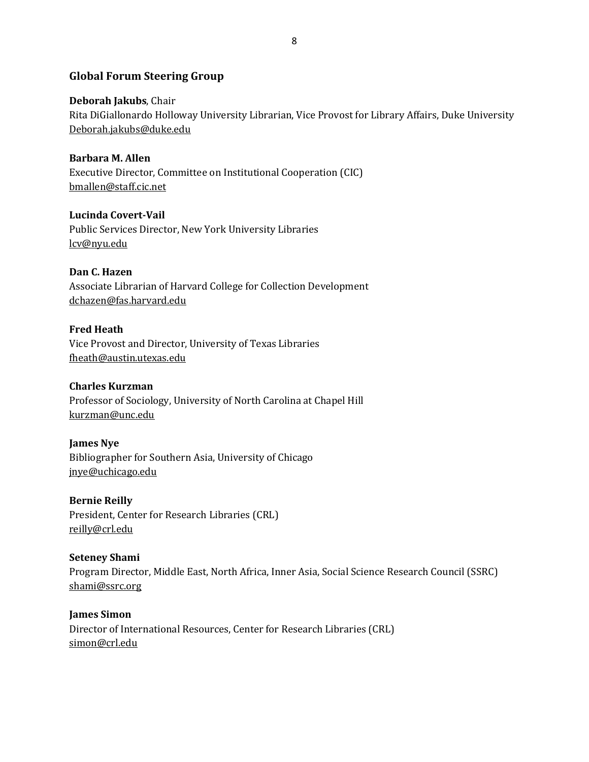## Global Forum Steering Group

**Deborah Jakubs**, Chair
Rita DiGiallonardo Holloway University Librarian, Vice Provost for Library Affairs, Duke University
Deborah.jakubs@duke.edu

**Barbara M. Allen**
Executive Director, Committee on Institutional Cooperation (CIC)
bmallen@staff.cic.net

**Lucinda Covert-Vail**
Public Services Director, New York University Libraries
lcv@nyu.edu

**Dan C. Hazen**
Associate Librarian of Harvard College for Collection Development
dchazen@fas.harvard.edu

**Fred Heath**
Vice Provost and Director, University of Texas Libraries
fheath@austin.utexas.edu

**Charles Kurzman**
Professor of Sociology, University of North Carolina at Chapel Hill
kurzman@unc.edu

**James Nye**
Bibliographer for Southern Asia, University of Chicago
jnye@uchicago.edu

**Bernie Reilly**
President, Center for Research Libraries (CRL)
reilly@crl.edu

**Seteney Shami**
Program Director, Middle East, North Africa, Inner Asia, Social Science Research Council (SSRC)
shami@ssrc.org

**James Simon**
Director of International Resources, Center for Research Libraries (CRL)
simon@crl.edu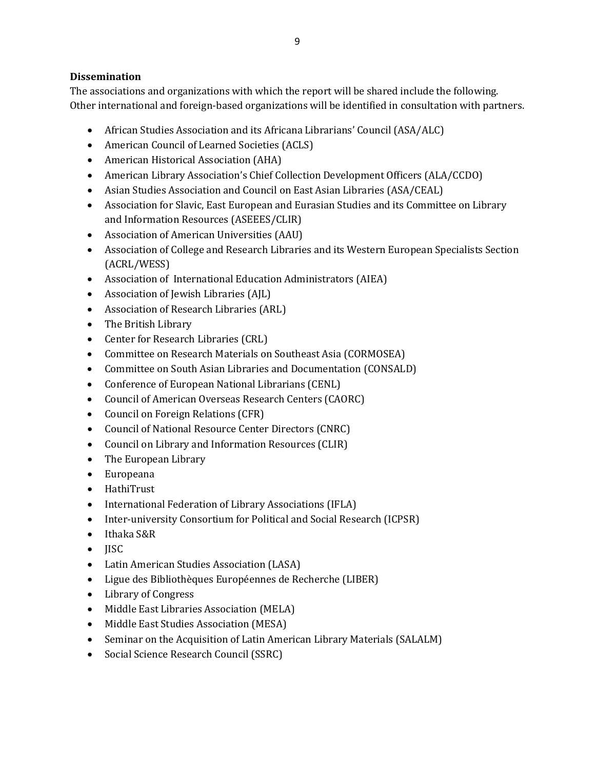**Dissemination**

The associations and organizations with which the report will be shared include the following. Other international and foreign-based organizations will be identified in consultation with partners.

- African Studies Association and its Africana Librarians' Council (ASA/ALC)
- American Council of Learned Societies (ACLS)
- American Historical Association (AHA)
- American Library Association's Chief Collection Development Officers (ALA/CCDO)
- Asian Studies Association and Council on East Asian Libraries (ASA/CEAL)
- Association for Slavic, East European and Eurasian Studies and its Committee on Library and Information Resources (ASEEES/CLIR)
- Association of American Universities (AAU)
- Association of College and Research Libraries and its Western European Specialists Section (ACRL/WESS)
- Association of International Education Administrators (AIEA)
- Association of Jewish Libraries (AJL)
- Association of Research Libraries (ARL)
- The British Library
- Center for Research Libraries (CRL)
- Committee on Research Materials on Southeast Asia (CORMOSEA)
- Committee on South Asian Libraries and Documentation (CONSALD)
- Conference of European National Librarians (CENL)
- Council of American Overseas Research Centers (CAORC)
- Council on Foreign Relations (CFR)
- Council of National Resource Center Directors (CNRC)
- Council on Library and Information Resources (CLIR)
- The European Library
- Europeana
- HathiTrust
- International Federation of Library Associations (IFLA)
- Inter-university Consortium for Political and Social Research (ICPSR)
- Ithaka S&R
- JISC
- Latin American Studies Association (LASA)
- Ligue des Bibliothèques Européennes de Recherche (LIBER)
- Library of Congress
- Middle East Libraries Association (MELA)
- Middle East Studies Association (MESA)
- Seminar on the Acquisition of Latin American Library Materials (SALALM)
- Social Science Research Council (SSRC)